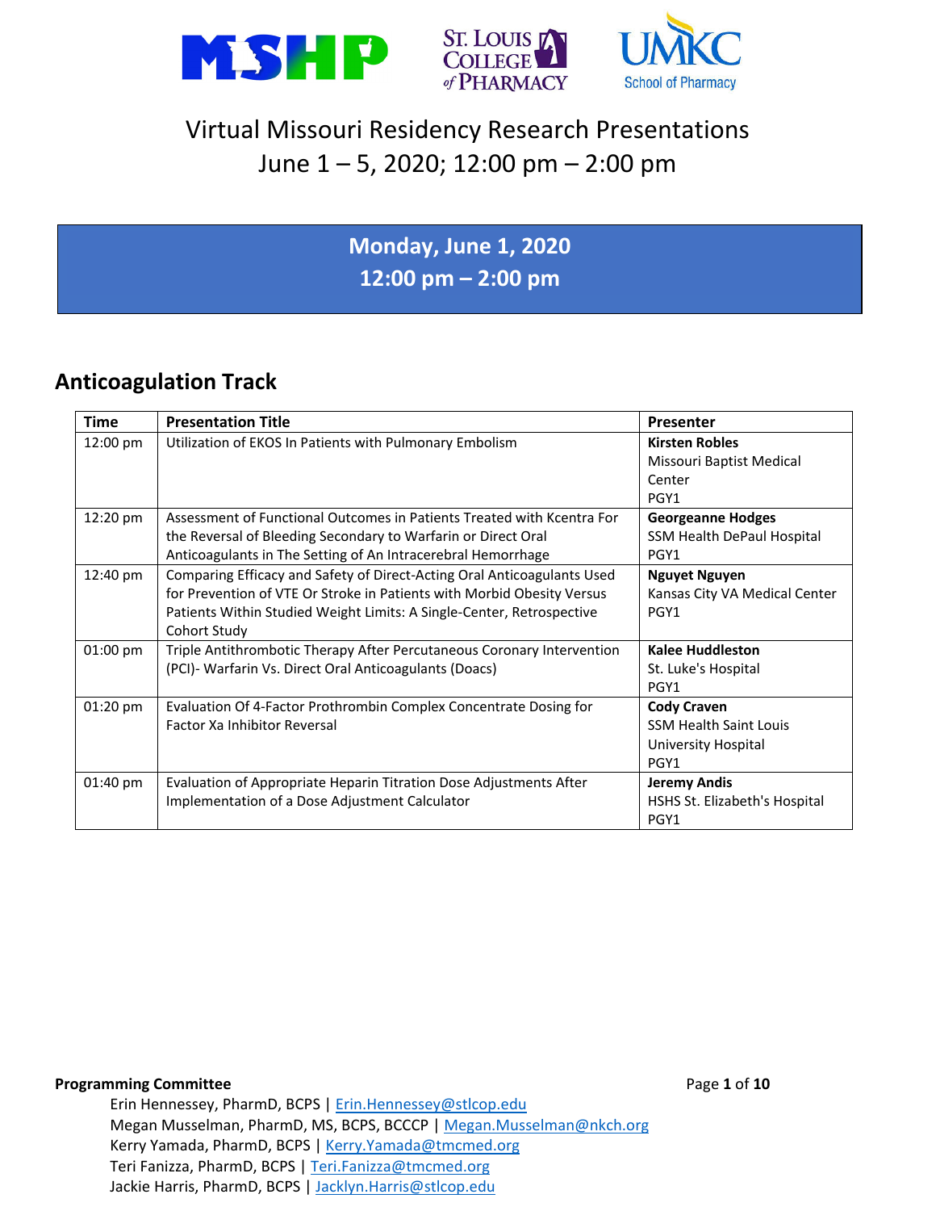# Virtual Missouri Residency Research Presentations

## June 1 – 5, 2020; 12:00 pm – 2:00 pm

**Monday, June 1, 2020**
**12:00 pm – 2:00 pm**

## Anticoagulation Track

| Time | Presentation Title | Presenter |
|---|---|---|
| 12:00 pm | Utilization of EKOS In Patients with Pulmonary Embolism | **Kirsten Robles**<br>Missouri Baptist Medical Center<br>PGY1 |
| 12:20 pm | Assessment of Functional Outcomes in Patients Treated with Kcentra For the Reversal of Bleeding Secondary to Warfarin or Direct Oral Anticoagulants in The Setting of An Intracerebral Hemorrhage | **Georgeanne Hodges**<br>SSM Health DePaul Hospital<br>PGY1 |
| 12:40 pm | Comparing Efficacy and Safety of Direct-Acting Oral Anticoagulants Used for Prevention of VTE Or Stroke in Patients with Morbid Obesity Versus Patients Within Studied Weight Limits: A Single-Center, Retrospective Cohort Study | **Nguyet Nguyen**<br>Kansas City VA Medical Center<br>PGY1 |
| 01:00 pm | Triple Antithrombotic Therapy After Percutaneous Coronary Intervention (PCI)- Warfarin Vs. Direct Oral Anticoagulants (Doacs) | **Kalee Huddleston**<br>St. Luke's Hospital<br>PGY1 |
| 01:20 pm | Evaluation Of 4-Factor Prothrombin Complex Concentrate Dosing for Factor Xa Inhibitor Reversal | **Cody Craven**<br>SSM Health Saint Louis University Hospital<br>PGY1 |
| 01:40 pm | Evaluation of Appropriate Heparin Titration Dose Adjustments After Implementation of a Dose Adjustment Calculator | **Jeremy Andis**<br>HSHS St. Elizabeth's Hospital<br>PGY1 |

**Programming Committee**

Erin Hennessey, PharmD, BCPS | Erin.Hennessey@stlcop.edu
Megan Musselman, PharmD, MS, BCPS, BCCCP | Megan.Musselman@nkch.org
Kerry Yamada, PharmD, BCPS | Kerry.Yamada@tmcmed.org
Teri Fanizza, PharmD, BCPS | Teri.Fanizza@tmcmed.org
Jackie Harris, PharmD, BCPS | Jacklyn.Harris@stlcop.edu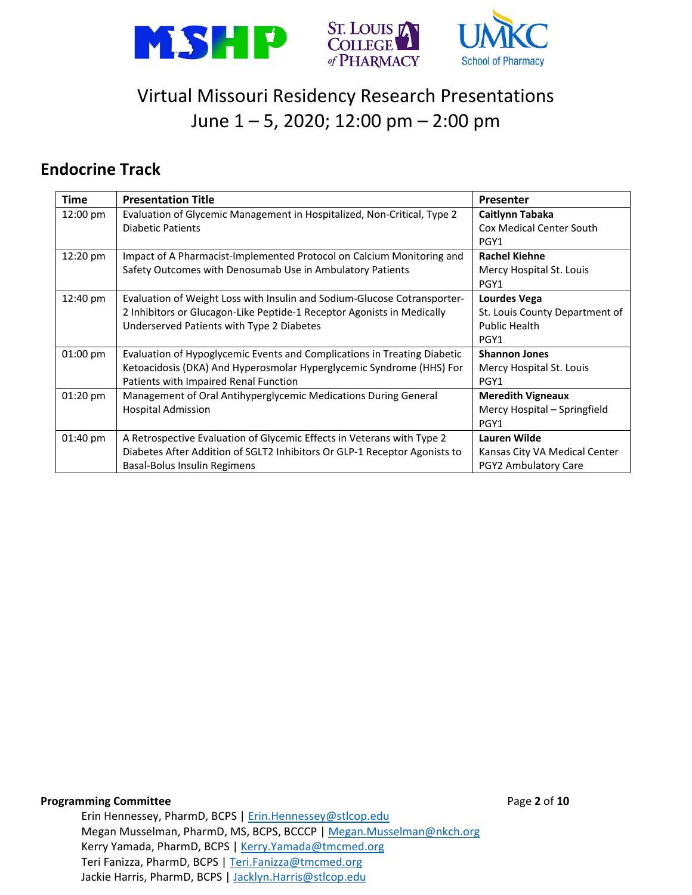# Virtual Missouri Residency Research Presentations

June 1 – 5, 2020; 12:00 pm – 2:00 pm

## Endocrine Track

| Time | Presentation Title | Presenter |
|---|---|---|
| 12:00 pm | Evaluation of Glycemic Management in Hospitalized, Non-Critical, Type 2 Diabetic Patients | **Caitlynn Tabaka**<br>Cox Medical Center South<br>PGY1 |
| 12:20 pm | Impact of A Pharmacist-Implemented Protocol on Calcium Monitoring and Safety Outcomes with Denosumab Use in Ambulatory Patients | **Rachel Kiehne**<br>Mercy Hospital St. Louis<br>PGY1 |
| 12:40 pm | Evaluation of Weight Loss with Insulin and Sodium-Glucose Cotransporter-2 Inhibitors or Glucagon-Like Peptide-1 Receptor Agonists in Medically Underserved Patients with Type 2 Diabetes | **Lourdes Vega**<br>St. Louis County Department of Public Health<br>PGY1 |
| 01:00 pm | Evaluation of Hypoglycemic Events and Complications in Treating Diabetic Ketoacidosis (DKA) And Hyperosmolar Hyperglycemic Syndrome (HHS) For Patients with Impaired Renal Function | **Shannon Jones**<br>Mercy Hospital St. Louis<br>PGY1 |
| 01:20 pm | Management of Oral Antihyperglycemic Medications During General Hospital Admission | **Meredith Vigneaux**<br>Mercy Hospital – Springfield<br>PGY1 |
| 01:40 pm | A Retrospective Evaluation of Glycemic Effects in Veterans with Type 2 Diabetes After Addition of SGLT2 Inhibitors Or GLP-1 Receptor Agonists to Basal-Bolus Insulin Regimens | **Lauren Wilde**<br>Kansas City VA Medical Center<br>PGY2 Ambulatory Care |

**Programming Committee**

Erin Hennessey, PharmD, BCPS | Erin.Hennessey@stlcop.edu
Megan Musselman, PharmD, MS, BCPS, BCCCP | Megan.Musselman@nkch.org
Kerry Yamada, PharmD, BCPS | Kerry.Yamada@tmcmed.org
Teri Fanizza, PharmD, BCPS | Teri.Fanizza@tmcmed.org
Jackie Harris, PharmD, BCPS | Jacklyn.Harris@stlcop.edu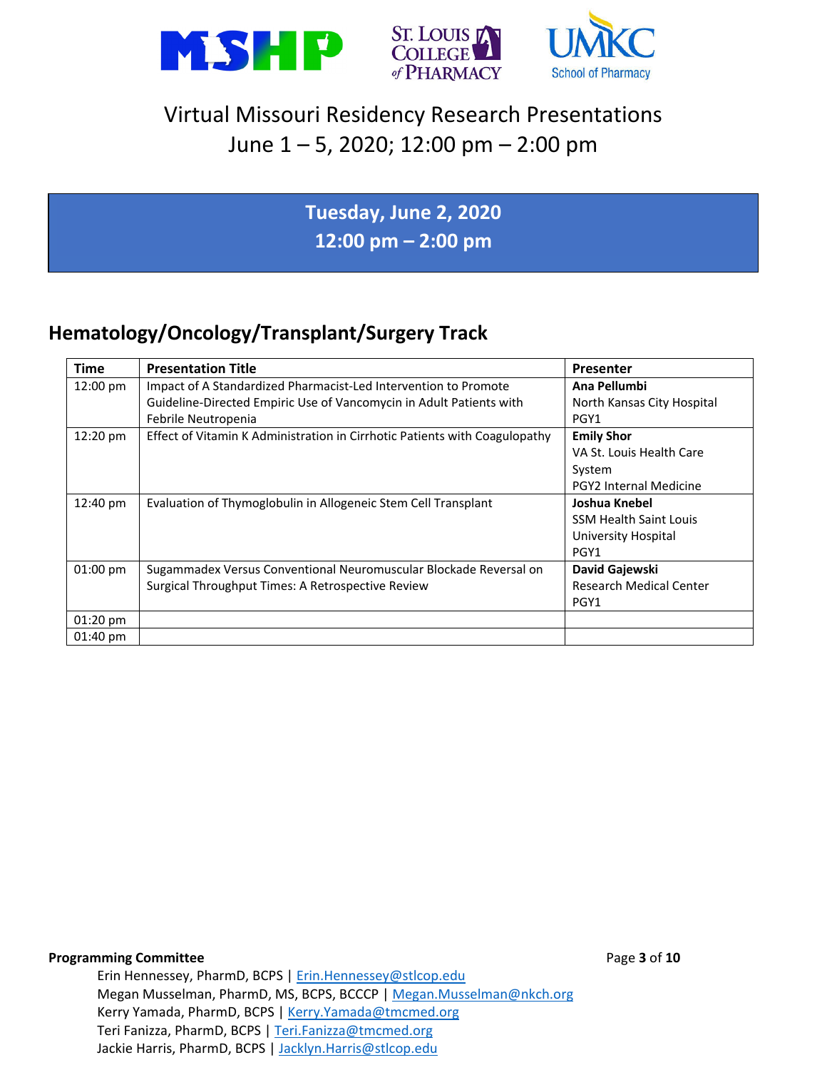# Virtual Missouri Residency Research Presentations

June 1 – 5, 2020; 12:00 pm – 2:00 pm

## Tuesday, June 2, 2020
## 12:00 pm – 2:00 pm

## Hematology/Oncology/Transplant/Surgery Track

| Time | Presentation Title | Presenter |
|---|---|---|
| 12:00 pm | Impact of A Standardized Pharmacist-Led Intervention to Promote Guideline-Directed Empiric Use of Vancomycin in Adult Patients with Febrile Neutropenia | **Ana Pellumbi**<br>North Kansas City Hospital<br>PGY1 |
| 12:20 pm | Effect of Vitamin K Administration in Cirrhotic Patients with Coagulopathy | **Emily Shor**<br>VA St. Louis Health Care System<br>PGY2 Internal Medicine |
| 12:40 pm | Evaluation of Thymoglobulin in Allogeneic Stem Cell Transplant | **Joshua Knebel**<br>SSM Health Saint Louis University Hospital<br>PGY1 |
| 01:00 pm | Sugammadex Versus Conventional Neuromuscular Blockade Reversal on Surgical Throughput Times: A Retrospective Review | **David Gajewski**<br>Research Medical Center<br>PGY1 |
| 01:20 pm | | |
| 01:40 pm | | |

**Programming Committee**

Erin Hennessey, PharmD, BCPS | Erin.Hennessey@stlcop.edu
Megan Musselman, PharmD, MS, BCPS, BCCCP | Megan.Musselman@nkch.org
Kerry Yamada, PharmD, BCPS | Kerry.Yamada@tmcmed.org
Teri Fanizza, PharmD, BCPS | Teri.Fanizza@tmcmed.org
Jackie Harris, PharmD, BCPS | Jacklyn.Harris@stlcop.edu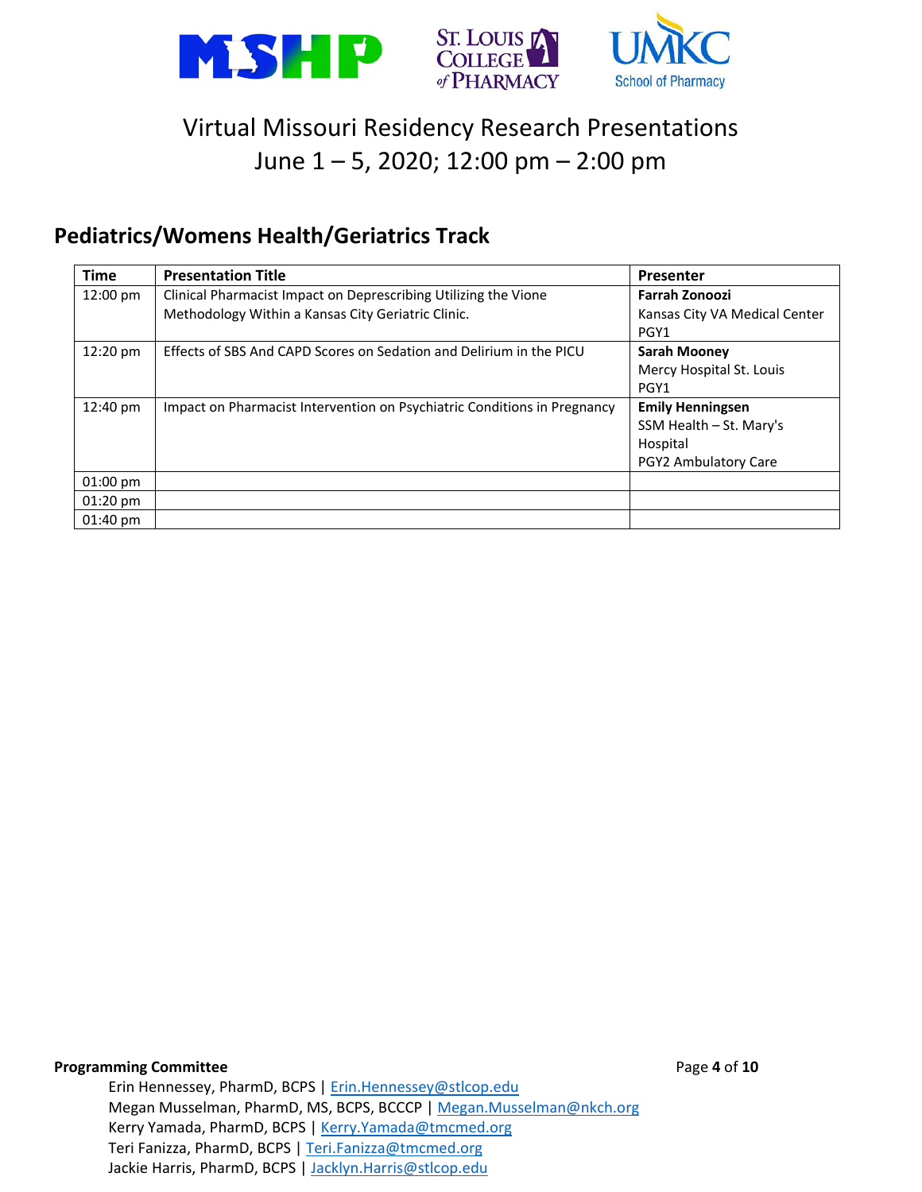# Virtual Missouri Residency Research Presentations

June 1 – 5, 2020; 12:00 pm – 2:00 pm

## Pediatrics/Womens Health/Geriatrics Track

| Time | Presentation Title | Presenter |
|---|---|---|
| 12:00 pm | Clinical Pharmacist Impact on Deprescribing Utilizing the Vione Methodology Within a Kansas City Geriatric Clinic. | **Farrah Zonoozi** Kansas City VA Medical Center PGY1 |
| 12:20 pm | Effects of SBS And CAPD Scores on Sedation and Delirium in the PICU | **Sarah Mooney** Mercy Hospital St. Louis PGY1 |
| 12:40 pm | Impact on Pharmacist Intervention on Psychiatric Conditions in Pregnancy | **Emily Henningsen** SSM Health – St. Mary's Hospital PGY2 Ambulatory Care |
| 01:00 pm | | |
| 01:20 pm | | |
| 01:40 pm | | |

**Programming Committee**

Erin Hennessey, PharmD, BCPS | Erin.Hennessey@stlcop.edu
Megan Musselman, PharmD, MS, BCPS, BCCCP | Megan.Musselman@nkch.org
Kerry Yamada, PharmD, BCPS | Kerry.Yamada@tmcmed.org
Teri Fanizza, PharmD, BCPS | Teri.Fanizza@tmcmed.org
Jackie Harris, PharmD, BCPS | Jacklyn.Harris@stlcop.edu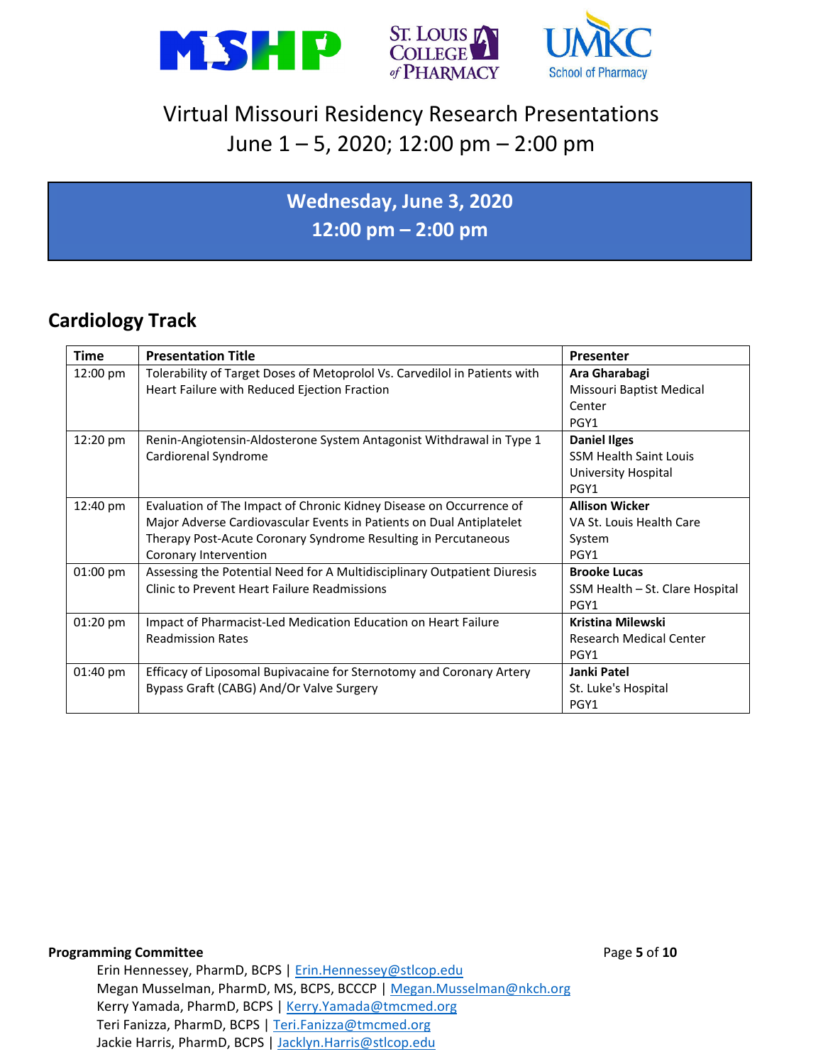# Virtual Missouri Residency Research Presentations

June 1 – 5, 2020; 12:00 pm – 2:00 pm

**Wednesday, June 3, 2020**
**12:00 pm – 2:00 pm**

## Cardiology Track

| Time | Presentation Title | Presenter |
|---|---|---|
| 12:00 pm | Tolerability of Target Doses of Metoprolol Vs. Carvedilol in Patients with Heart Failure with Reduced Ejection Fraction | **Ara Gharabagi** Missouri Baptist Medical Center PGY1 |
| 12:20 pm | Renin-Angiotensin-Aldosterone System Antagonist Withdrawal in Type 1 Cardiorenal Syndrome | **Daniel Ilges** SSM Health Saint Louis University Hospital PGY1 |
| 12:40 pm | Evaluation of The Impact of Chronic Kidney Disease on Occurrence of Major Adverse Cardiovascular Events in Patients on Dual Antiplatelet Therapy Post-Acute Coronary Syndrome Resulting in Percutaneous Coronary Intervention | **Allison Wicker** VA St. Louis Health Care System PGY1 |
| 01:00 pm | Assessing the Potential Need for A Multidisciplinary Outpatient Diuresis Clinic to Prevent Heart Failure Readmissions | **Brooke Lucas** SSM Health – St. Clare Hospital PGY1 |
| 01:20 pm | Impact of Pharmacist-Led Medication Education on Heart Failure Readmission Rates | **Kristina Milewski** Research Medical Center PGY1 |
| 01:40 pm | Efficacy of Liposomal Bupivacaine for Sternotomy and Coronary Artery Bypass Graft (CABG) And/Or Valve Surgery | **Janki Patel** St. Luke's Hospital PGY1 |

**Programming Committee**

Erin Hennessey, PharmD, BCPS | Erin.Hennessey@stlcop.edu
Megan Musselman, PharmD, MS, BCPS, BCCCP | Megan.Musselman@nkch.org
Kerry Yamada, PharmD, BCPS | Kerry.Yamada@tmcmed.org
Teri Fanizza, PharmD, BCPS | Teri.Fanizza@tmcmed.org
Jackie Harris, PharmD, BCPS | Jacklyn.Harris@stlcop.edu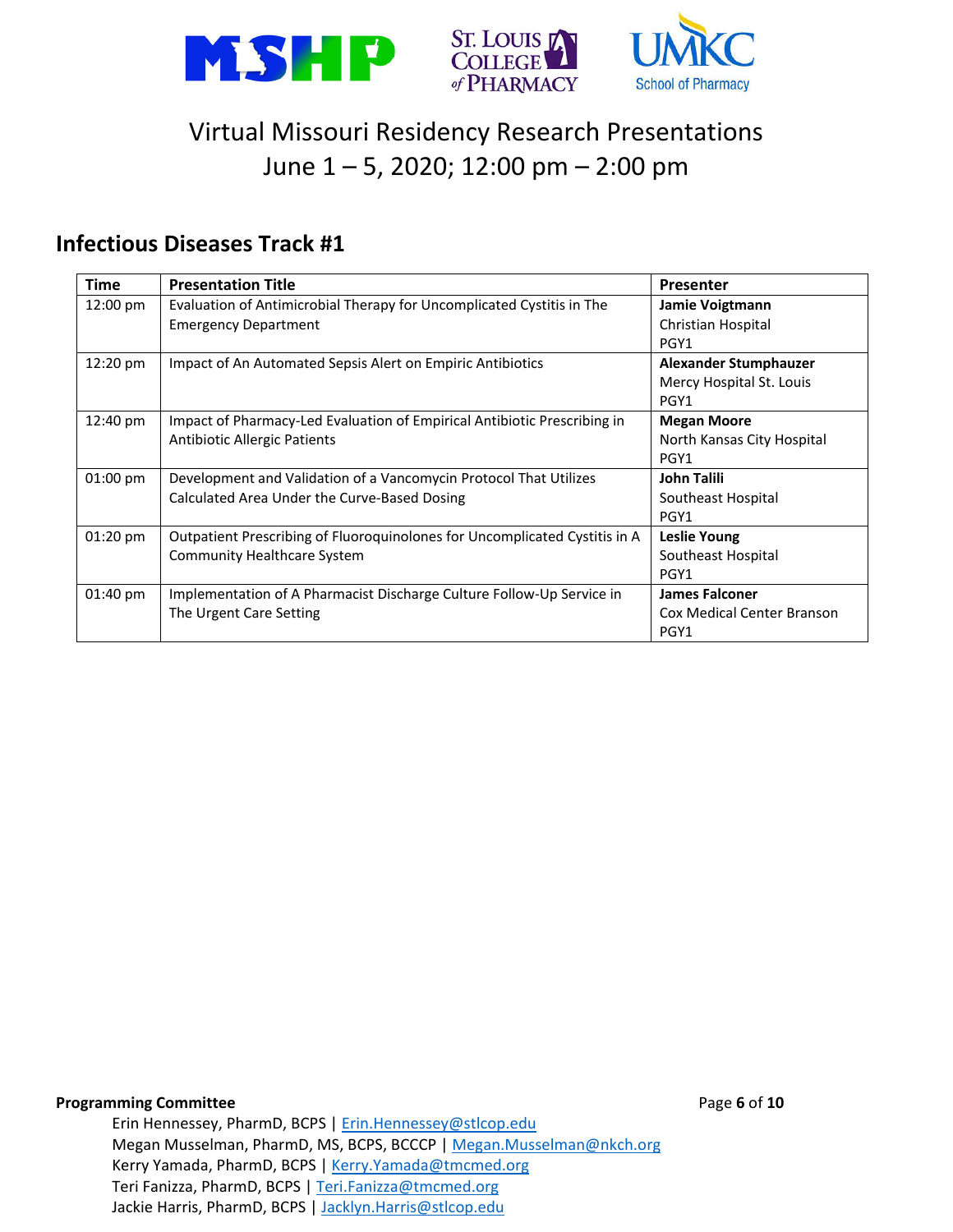# Virtual Missouri Residency Research Presentations

June 1 – 5, 2020; 12:00 pm – 2:00 pm

## Infectious Diseases Track #1

| Time | Presentation Title | Presenter |
|---|---|---|
| 12:00 pm | Evaluation of Antimicrobial Therapy for Uncomplicated Cystitis in The Emergency Department | **Jamie Voigtmann**<br>Christian Hospital<br>PGY1 |
| 12:20 pm | Impact of An Automated Sepsis Alert on Empiric Antibiotics | **Alexander Stumphauzer**<br>Mercy Hospital St. Louis<br>PGY1 |
| 12:40 pm | Impact of Pharmacy-Led Evaluation of Empirical Antibiotic Prescribing in Antibiotic Allergic Patients | **Megan Moore**<br>North Kansas City Hospital<br>PGY1 |
| 01:00 pm | Development and Validation of a Vancomycin Protocol That Utilizes Calculated Area Under the Curve-Based Dosing | **John Talili**<br>Southeast Hospital<br>PGY1 |
| 01:20 pm | Outpatient Prescribing of Fluoroquinolones for Uncomplicated Cystitis in A Community Healthcare System | **Leslie Young**<br>Southeast Hospital<br>PGY1 |
| 01:40 pm | Implementation of A Pharmacist Discharge Culture Follow-Up Service in The Urgent Care Setting | **James Falconer**<br>Cox Medical Center Branson<br>PGY1 |

**Programming Committee**

Erin Hennessey, PharmD, BCPS | Erin.Hennessey@stlcop.edu
Megan Musselman, PharmD, MS, BCPS, BCCCP | Megan.Musselman@nkch.org
Kerry Yamada, PharmD, BCPS | Kerry.Yamada@tmcmed.org
Teri Fanizza, PharmD, BCPS | Teri.Fanizza@tmcmed.org
Jackie Harris, PharmD, BCPS | Jacklyn.Harris@stlcop.edu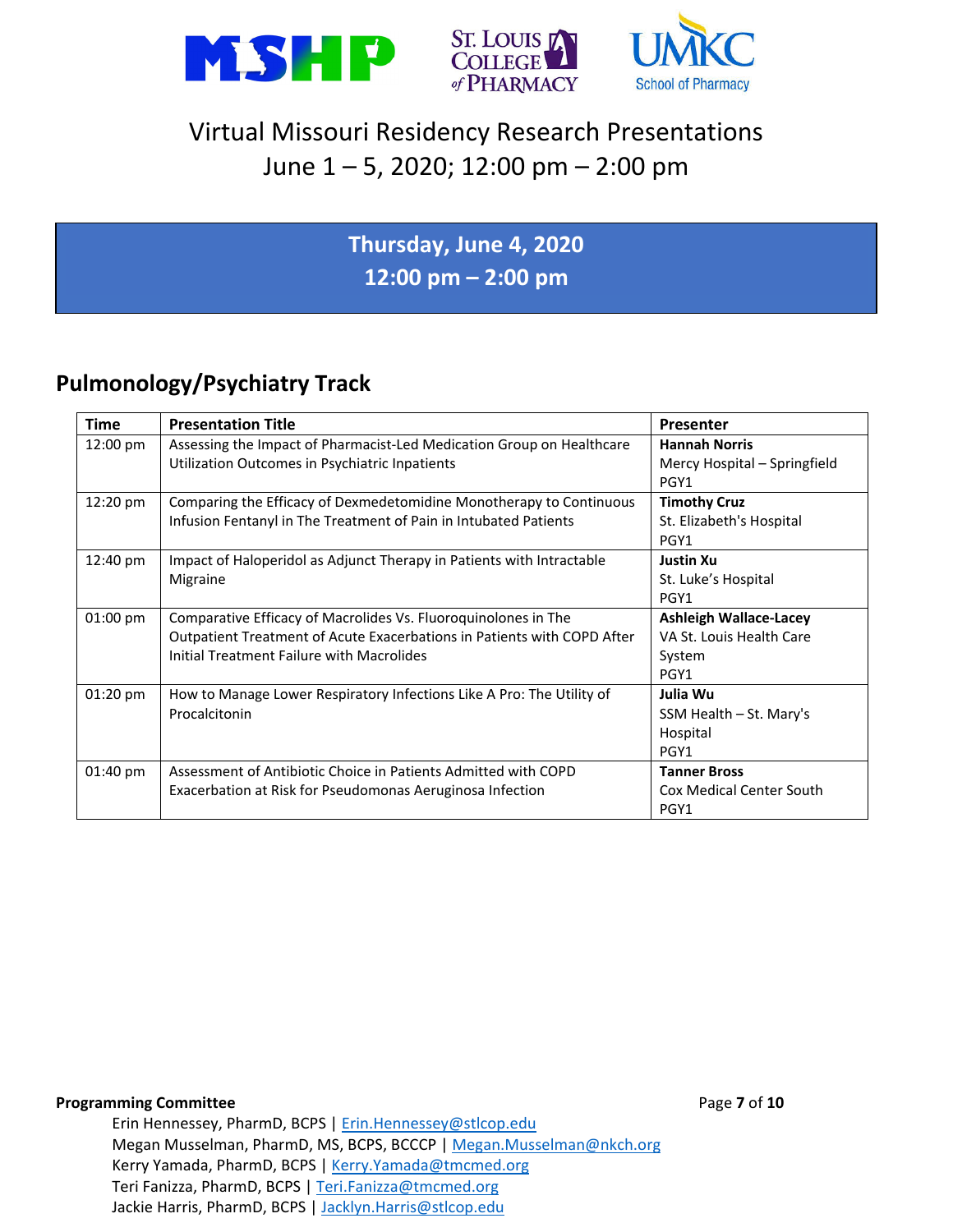# Virtual Missouri Residency Research Presentations

June 1 – 5, 2020; 12:00 pm – 2:00 pm

**Thursday, June 4, 2020**
**12:00 pm – 2:00 pm**

## Pulmonology/Psychiatry Track

| Time | Presentation Title | Presenter |
|---|---|---|
| 12:00 pm | Assessing the Impact of Pharmacist-Led Medication Group on Healthcare Utilization Outcomes in Psychiatric Inpatients | **Hannah Norris**<br>Mercy Hospital – Springfield<br>PGY1 |
| 12:20 pm | Comparing the Efficacy of Dexmedetomidine Monotherapy to Continuous Infusion Fentanyl in The Treatment of Pain in Intubated Patients | **Timothy Cruz**<br>St. Elizabeth's Hospital<br>PGY1 |
| 12:40 pm | Impact of Haloperidol as Adjunct Therapy in Patients with Intractable Migraine | **Justin Xu**<br>St. Luke's Hospital<br>PGY1 |
| 01:00 pm | Comparative Efficacy of Macrolides Vs. Fluoroquinolones in The Outpatient Treatment of Acute Exacerbations in Patients with COPD After Initial Treatment Failure with Macrolides | **Ashleigh Wallace-Lacey**<br>VA St. Louis Health Care System<br>PGY1 |
| 01:20 pm | How to Manage Lower Respiratory Infections Like A Pro: The Utility of Procalcitonin | **Julia Wu**<br>SSM Health – St. Mary's Hospital<br>PGY1 |
| 01:40 pm | Assessment of Antibiotic Choice in Patients Admitted with COPD Exacerbation at Risk for Pseudomonas Aeruginosa Infection | **Tanner Bross**<br>Cox Medical Center South<br>PGY1 |

**Programming Committee**

Erin Hennessey, PharmD, BCPS | Erin.Hennessey@stlcop.edu
Megan Musselman, PharmD, MS, BCPS, BCCCP | Megan.Musselman@nkch.org
Kerry Yamada, PharmD, BCPS | Kerry.Yamada@tmcmed.org
Teri Fanizza, PharmD, BCPS | Teri.Fanizza@tmcmed.org
Jackie Harris, PharmD, BCPS | Jacklyn.Harris@stlcop.edu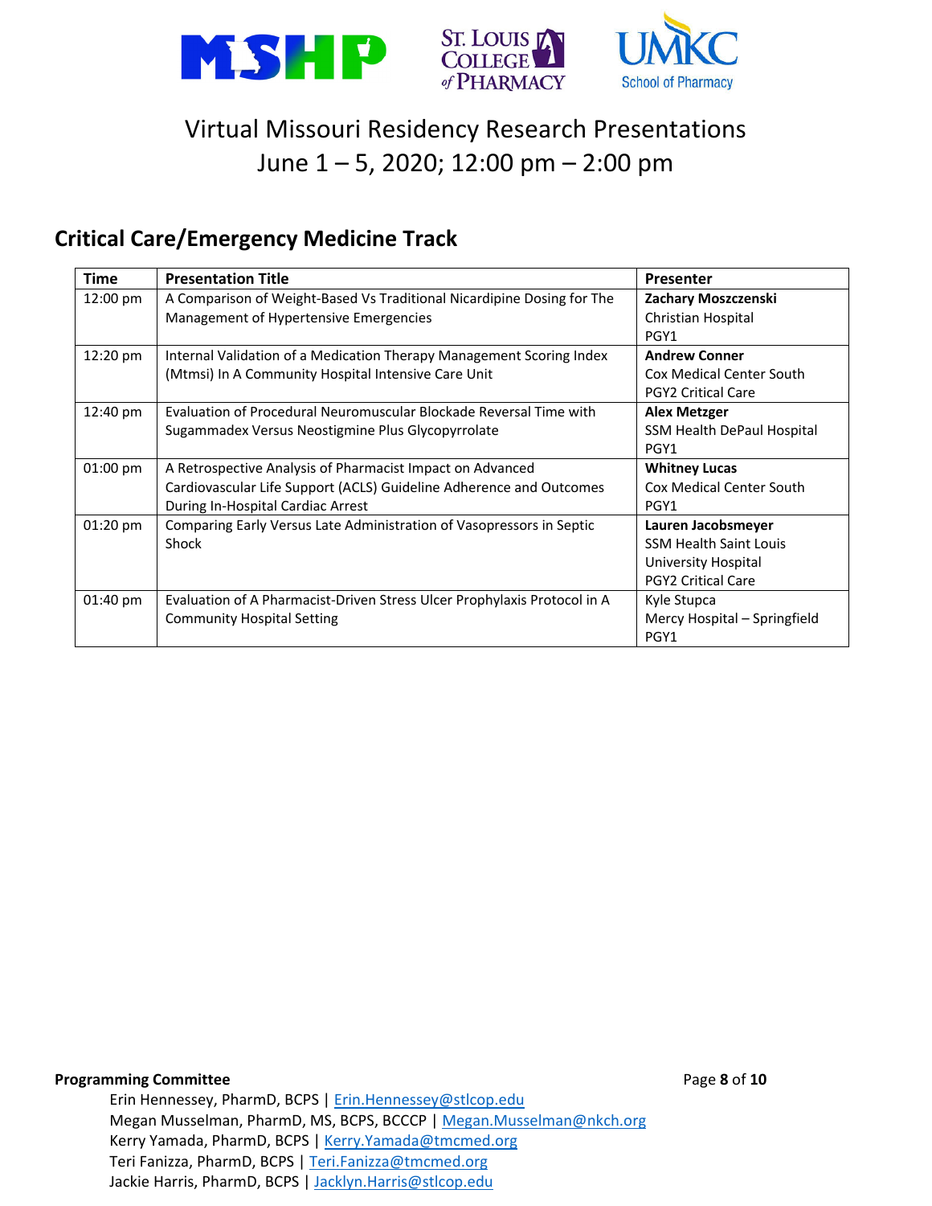# Virtual Missouri Residency Research Presentations

June 1 – 5, 2020; 12:00 pm – 2:00 pm

## Critical Care/Emergency Medicine Track

| Time | Presentation Title | Presenter |
|---|---|---|
| 12:00 pm | A Comparison of Weight-Based Vs Traditional Nicardipine Dosing for The Management of Hypertensive Emergencies | **Zachary Moszczenski**<br>Christian Hospital<br>PGY1 |
| 12:20 pm | Internal Validation of a Medication Therapy Management Scoring Index (Mtmsi) In A Community Hospital Intensive Care Unit | **Andrew Conner**<br>Cox Medical Center South<br>PGY2 Critical Care |
| 12:40 pm | Evaluation of Procedural Neuromuscular Blockade Reversal Time with Sugammadex Versus Neostigmine Plus Glycopyrrolate | **Alex Metzger**<br>SSM Health DePaul Hospital<br>PGY1 |
| 01:00 pm | A Retrospective Analysis of Pharmacist Impact on Advanced Cardiovascular Life Support (ACLS) Guideline Adherence and Outcomes During In-Hospital Cardiac Arrest | **Whitney Lucas**<br>Cox Medical Center South<br>PGY1 |
| 01:20 pm | Comparing Early Versus Late Administration of Vasopressors in Septic Shock | **Lauren Jacobsmeyer**<br>SSM Health Saint Louis University Hospital<br>PGY2 Critical Care |
| 01:40 pm | Evaluation of A Pharmacist-Driven Stress Ulcer Prophylaxis Protocol in A Community Hospital Setting | Kyle Stupca<br>Mercy Hospital – Springfield<br>PGY1 |

**Programming Committee**

Erin Hennessey, PharmD, BCPS | Erin.Hennessey@stlcop.edu
Megan Musselman, PharmD, MS, BCPS, BCCCP | Megan.Musselman@nkch.org
Kerry Yamada, PharmD, BCPS | Kerry.Yamada@tmcmed.org
Teri Fanizza, PharmD, BCPS | Teri.Fanizza@tmcmed.org
Jackie Harris, PharmD, BCPS | Jacklyn.Harris@stlcop.edu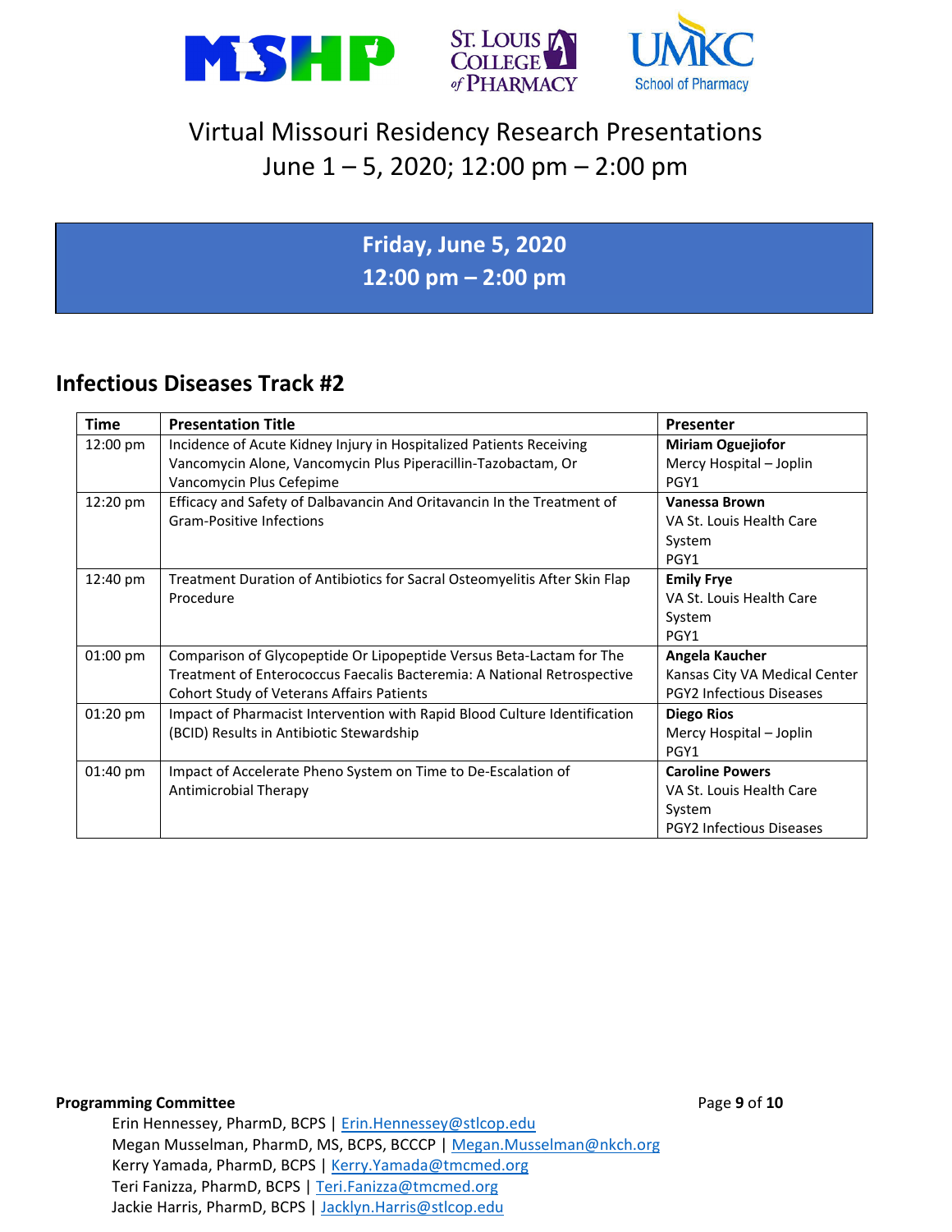# Virtual Missouri Residency Research Presentations

June 1 – 5, 2020; 12:00 pm – 2:00 pm

**Friday, June 5, 2020**
**12:00 pm – 2:00 pm**

## Infectious Diseases Track #2

| Time | Presentation Title | Presenter |
|---|---|---|
| 12:00 pm | Incidence of Acute Kidney Injury in Hospitalized Patients Receiving Vancomycin Alone, Vancomycin Plus Piperacillin-Tazobactam, Or Vancomycin Plus Cefepime | **Miriam Oguejiofor** Mercy Hospital – Joplin PGY1 |
| 12:20 pm | Efficacy and Safety of Dalbavancin And Oritavancin In the Treatment of Gram-Positive Infections | **Vanessa Brown** VA St. Louis Health Care System PGY1 |
| 12:40 pm | Treatment Duration of Antibiotics for Sacral Osteomyelitis After Skin Flap Procedure | **Emily Frye** VA St. Louis Health Care System PGY1 |
| 01:00 pm | Comparison of Glycopeptide Or Lipopeptide Versus Beta-Lactam for The Treatment of Enterococcus Faecalis Bacteremia: A National Retrospective Cohort Study of Veterans Affairs Patients | **Angela Kaucher** Kansas City VA Medical Center PGY2 Infectious Diseases |
| 01:20 pm | Impact of Pharmacist Intervention with Rapid Blood Culture Identification (BCID) Results in Antibiotic Stewardship | **Diego Rios** Mercy Hospital – Joplin PGY1 |
| 01:40 pm | Impact of Accelerate Pheno System on Time to De-Escalation of Antimicrobial Therapy | **Caroline Powers** VA St. Louis Health Care System PGY2 Infectious Diseases |

**Programming Committee**

Erin Hennessey, PharmD, BCPS | Erin.Hennessey@stlcop.edu
Megan Musselman, PharmD, MS, BCPS, BCCCP | Megan.Musselman@nkch.org
Kerry Yamada, PharmD, BCPS | Kerry.Yamada@tmcmed.org
Teri Fanizza, PharmD, BCPS | Teri.Fanizza@tmcmed.org
Jackie Harris, PharmD, BCPS | Jacklyn.Harris@stlcop.edu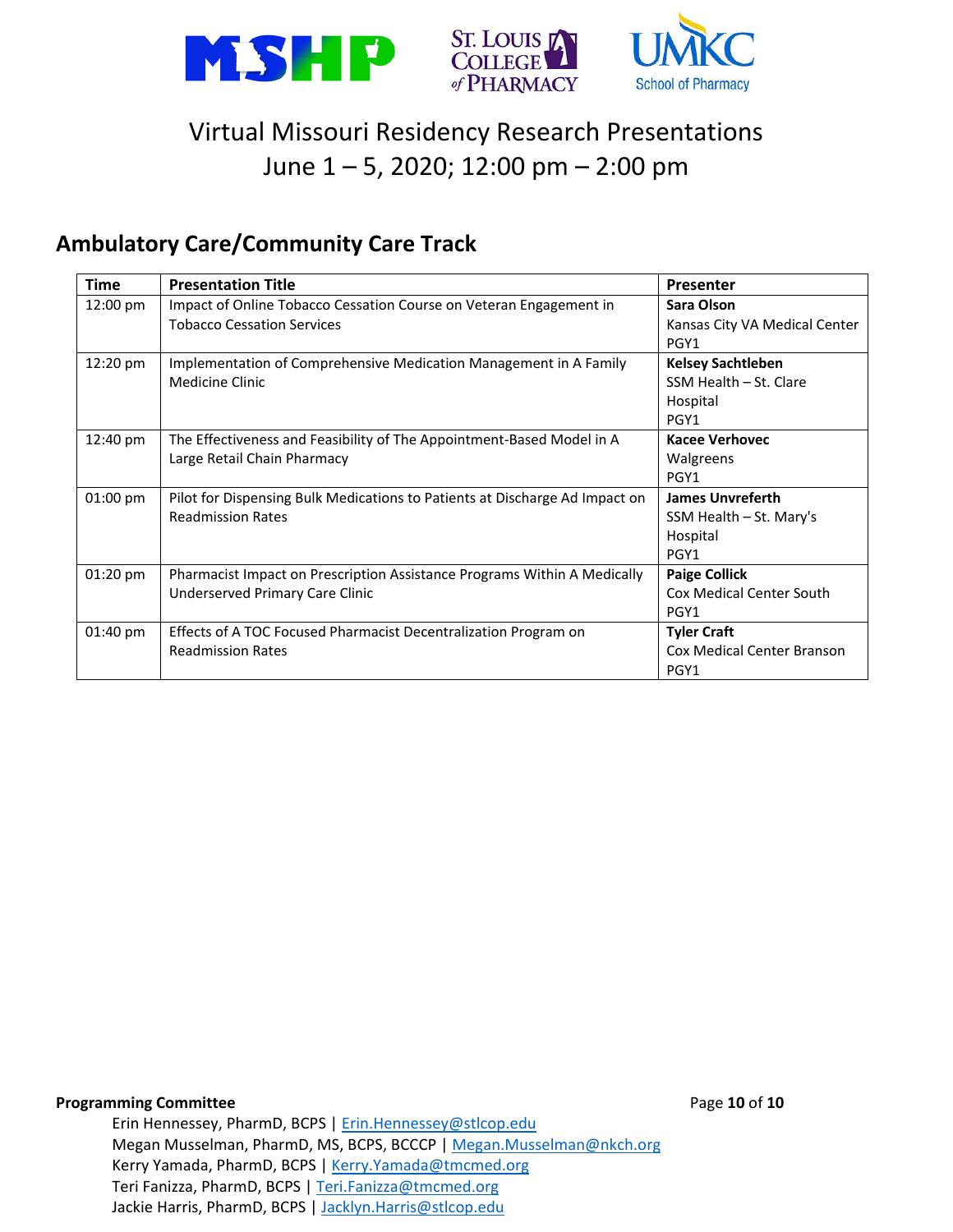Virtual Missouri Residency Research Presentations

June 1 – 5, 2020; 12:00 pm – 2:00 pm

## Ambulatory Care/Community Care Track

| Time | Presentation Title | Presenter |
|---|---|---|
| 12:00 pm | Impact of Online Tobacco Cessation Course on Veteran Engagement in Tobacco Cessation Services | **Sara Olson**<br>Kansas City VA Medical Center<br>PGY1 |
| 12:20 pm | Implementation of Comprehensive Medication Management in A Family Medicine Clinic | **Kelsey Sachtleben**<br>SSM Health – St. Clare Hospital<br>PGY1 |
| 12:40 pm | The Effectiveness and Feasibility of The Appointment-Based Model in A Large Retail Chain Pharmacy | **Kacee Verhovec**<br>Walgreens<br>PGY1 |
| 01:00 pm | Pilot for Dispensing Bulk Medications to Patients at Discharge Ad Impact on Readmission Rates | **James Unverferth**<br>SSM Health – St. Mary's Hospital<br>PGY1 |
| 01:20 pm | Pharmacist Impact on Prescription Assistance Programs Within A Medically Underserved Primary Care Clinic | **Paige Collick**<br>Cox Medical Center South<br>PGY1 |
| 01:40 pm | Effects of A TOC Focused Pharmacist Decentralization Program on Readmission Rates | **Tyler Craft**<br>Cox Medical Center Branson<br>PGY1 |

**Programming Committee**

Erin Hennessey, PharmD, BCPS | Erin.Hennessey@stlcop.edu
Megan Musselman, PharmD, MS, BCPS, BCCCP | Megan.Musselman@nkch.org
Kerry Yamada, PharmD, BCPS | Kerry.Yamada@tmcmed.org
Teri Fanizza, PharmD, BCPS | Teri.Fanizza@tmcmed.org
Jackie Harris, PharmD, BCPS | Jacklyn.Harris@stlcop.edu